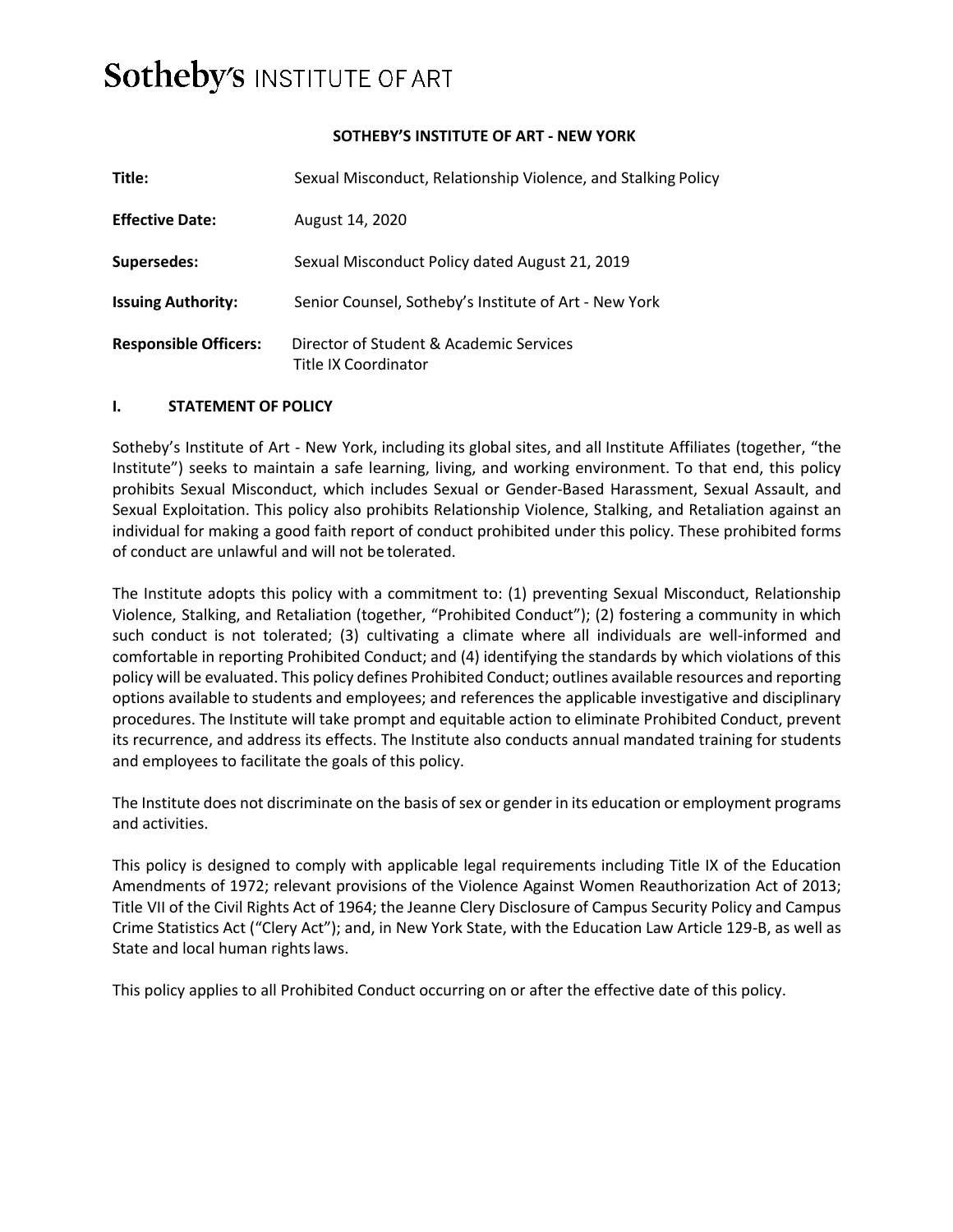# Sotheby's INSTITUTE OF ART

**SOTHEBY'S INSTITUTE OF ART - NEW YORK**

| | |
|---|---|
| **Title:** | Sexual Misconduct, Relationship Violence, and Stalking Policy |
| **Effective Date:** | August 14, 2020 |
| **Supersedes:** | Sexual Misconduct Policy dated August 21, 2019 |
| **Issuing Authority:** | Senior Counsel, Sotheby's Institute of Art - New York |
| **Responsible Officers:** | Director of Student & Academic Services<br>Title IX Coordinator |

## I. STATEMENT OF POLICY

Sotheby's Institute of Art - New York, including its global sites, and all Institute Affiliates (together, "the Institute") seeks to maintain a safe learning, living, and working environment. To that end, this policy prohibits Sexual Misconduct, which includes Sexual or Gender-Based Harassment, Sexual Assault, and Sexual Exploitation. This policy also prohibits Relationship Violence, Stalking, and Retaliation against an individual for making a good faith report of conduct prohibited under this policy. These prohibited forms of conduct are unlawful and will not be tolerated.

The Institute adopts this policy with a commitment to: (1) preventing Sexual Misconduct, Relationship Violence, Stalking, and Retaliation (together, "Prohibited Conduct"); (2) fostering a community in which such conduct is not tolerated; (3) cultivating a climate where all individuals are well-informed and comfortable in reporting Prohibited Conduct; and (4) identifying the standards by which violations of this policy will be evaluated. This policy defines Prohibited Conduct; outlines available resources and reporting options available to students and employees; and references the applicable investigative and disciplinary procedures. The Institute will take prompt and equitable action to eliminate Prohibited Conduct, prevent its recurrence, and address its effects. The Institute also conducts annual mandated training for students and employees to facilitate the goals of this policy.

The Institute does not discriminate on the basis of sex or gender in its education or employment programs and activities.

This policy is designed to comply with applicable legal requirements including Title IX of the Education Amendments of 1972; relevant provisions of the Violence Against Women Reauthorization Act of 2013; Title VII of the Civil Rights Act of 1964; the Jeanne Clery Disclosure of Campus Security Policy and Campus Crime Statistics Act ("Clery Act"); and, in New York State, with the Education Law Article 129-B, as well as State and local human rights laws.

This policy applies to all Prohibited Conduct occurring on or after the effective date of this policy.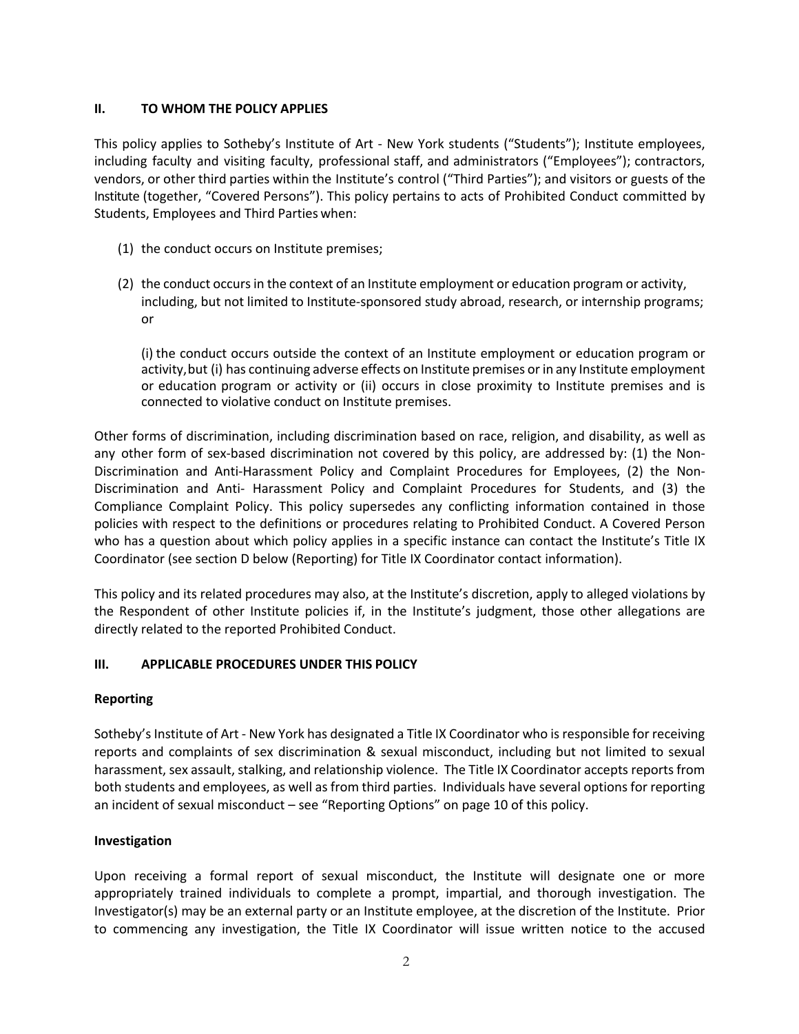## II. TO WHOM THE POLICY APPLIES

This policy applies to Sotheby's Institute of Art - New York students ("Students"); Institute employees, including faculty and visiting faculty, professional staff, and administrators ("Employees"); contractors, vendors, or other third parties within the Institute's control ("Third Parties"); and visitors or guests of the Institute (together, "Covered Persons"). This policy pertains to acts of Prohibited Conduct committed by Students, Employees and Third Parties when:

(1) the conduct occurs on Institute premises;

(2) the conduct occurs in the context of an Institute employment or education program or activity, including, but not limited to Institute-sponsored study abroad, research, or internship programs; or

(i) the conduct occurs outside the context of an Institute employment or education program or activity, but (i) has continuing adverse effects on Institute premises or in any Institute employment or education program or activity or (ii) occurs in close proximity to Institute premises and is connected to violative conduct on Institute premises.

Other forms of discrimination, including discrimination based on race, religion, and disability, as well as any other form of sex-based discrimination not covered by this policy, are addressed by: (1) the Non-Discrimination and Anti-Harassment Policy and Complaint Procedures for Employees, (2) the Non-Discrimination and Anti- Harassment Policy and Complaint Procedures for Students, and (3) the Compliance Complaint Policy. This policy supersedes any conflicting information contained in those policies with respect to the definitions or procedures relating to Prohibited Conduct. A Covered Person who has a question about which policy applies in a specific instance can contact the Institute's Title IX Coordinator (see section D below (Reporting) for Title IX Coordinator contact information).

This policy and its related procedures may also, at the Institute's discretion, apply to alleged violations by the Respondent of other Institute policies if, in the Institute's judgment, those other allegations are directly related to the reported Prohibited Conduct.

## III. APPLICABLE PROCEDURES UNDER THIS POLICY

### Reporting

Sotheby's Institute of Art - New York has designated a Title IX Coordinator who is responsible for receiving reports and complaints of sex discrimination & sexual misconduct, including but not limited to sexual harassment, sex assault, stalking, and relationship violence. The Title IX Coordinator accepts reports from both students and employees, as well as from third parties. Individuals have several options for reporting an incident of sexual misconduct – see "Reporting Options" on page 10 of this policy.

### Investigation

Upon receiving a formal report of sexual misconduct, the Institute will designate one or more appropriately trained individuals to complete a prompt, impartial, and thorough investigation. The Investigator(s) may be an external party or an Institute employee, at the discretion of the Institute. Prior to commencing any investigation, the Title IX Coordinator will issue written notice to the accused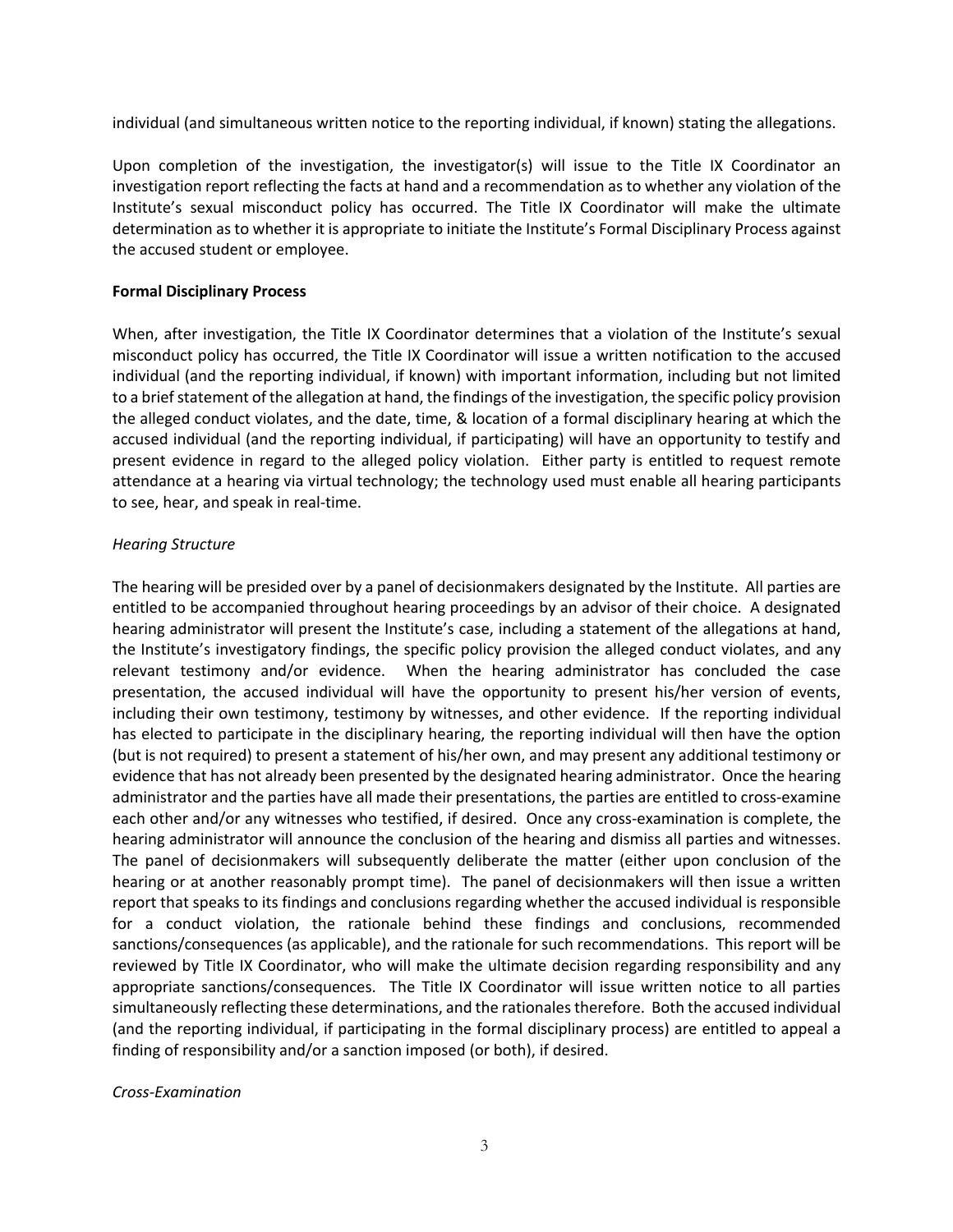individual (and simultaneous written notice to the reporting individual, if known) stating the allegations.

Upon completion of the investigation, the investigator(s) will issue to the Title IX Coordinator an investigation report reflecting the facts at hand and a recommendation as to whether any violation of the Institute's sexual misconduct policy has occurred. The Title IX Coordinator will make the ultimate determination as to whether it is appropriate to initiate the Institute's Formal Disciplinary Process against the accused student or employee.

**Formal Disciplinary Process**

When, after investigation, the Title IX Coordinator determines that a violation of the Institute's sexual misconduct policy has occurred, the Title IX Coordinator will issue a written notification to the accused individual (and the reporting individual, if known) with important information, including but not limited to a brief statement of the allegation at hand, the findings of the investigation, the specific policy provision the alleged conduct violates, and the date, time, & location of a formal disciplinary hearing at which the accused individual (and the reporting individual, if participating) will have an opportunity to testify and present evidence in regard to the alleged policy violation. Either party is entitled to request remote attendance at a hearing via virtual technology; the technology used must enable all hearing participants to see, hear, and speak in real-time.

*Hearing Structure*

The hearing will be presided over by a panel of decisionmakers designated by the Institute. All parties are entitled to be accompanied throughout hearing proceedings by an advisor of their choice. A designated hearing administrator will present the Institute's case, including a statement of the allegations at hand, the Institute's investigatory findings, the specific policy provision the alleged conduct violates, and any relevant testimony and/or evidence. When the hearing administrator has concluded the case presentation, the accused individual will have the opportunity to present his/her version of events, including their own testimony, testimony by witnesses, and other evidence. If the reporting individual has elected to participate in the disciplinary hearing, the reporting individual will then have the option (but is not required) to present a statement of his/her own, and may present any additional testimony or evidence that has not already been presented by the designated hearing administrator. Once the hearing administrator and the parties have all made their presentations, the parties are entitled to cross-examine each other and/or any witnesses who testified, if desired. Once any cross-examination is complete, the hearing administrator will announce the conclusion of the hearing and dismiss all parties and witnesses. The panel of decisionmakers will subsequently deliberate the matter (either upon conclusion of the hearing or at another reasonably prompt time). The panel of decisionmakers will then issue a written report that speaks to its findings and conclusions regarding whether the accused individual is responsible for a conduct violation, the rationale behind these findings and conclusions, recommended sanctions/consequences (as applicable), and the rationale for such recommendations. This report will be reviewed by Title IX Coordinator, who will make the ultimate decision regarding responsibility and any appropriate sanctions/consequences. The Title IX Coordinator will issue written notice to all parties simultaneously reflecting these determinations, and the rationales therefore. Both the accused individual (and the reporting individual, if participating in the formal disciplinary process) are entitled to appeal a finding of responsibility and/or a sanction imposed (or both), if desired.

*Cross-Examination*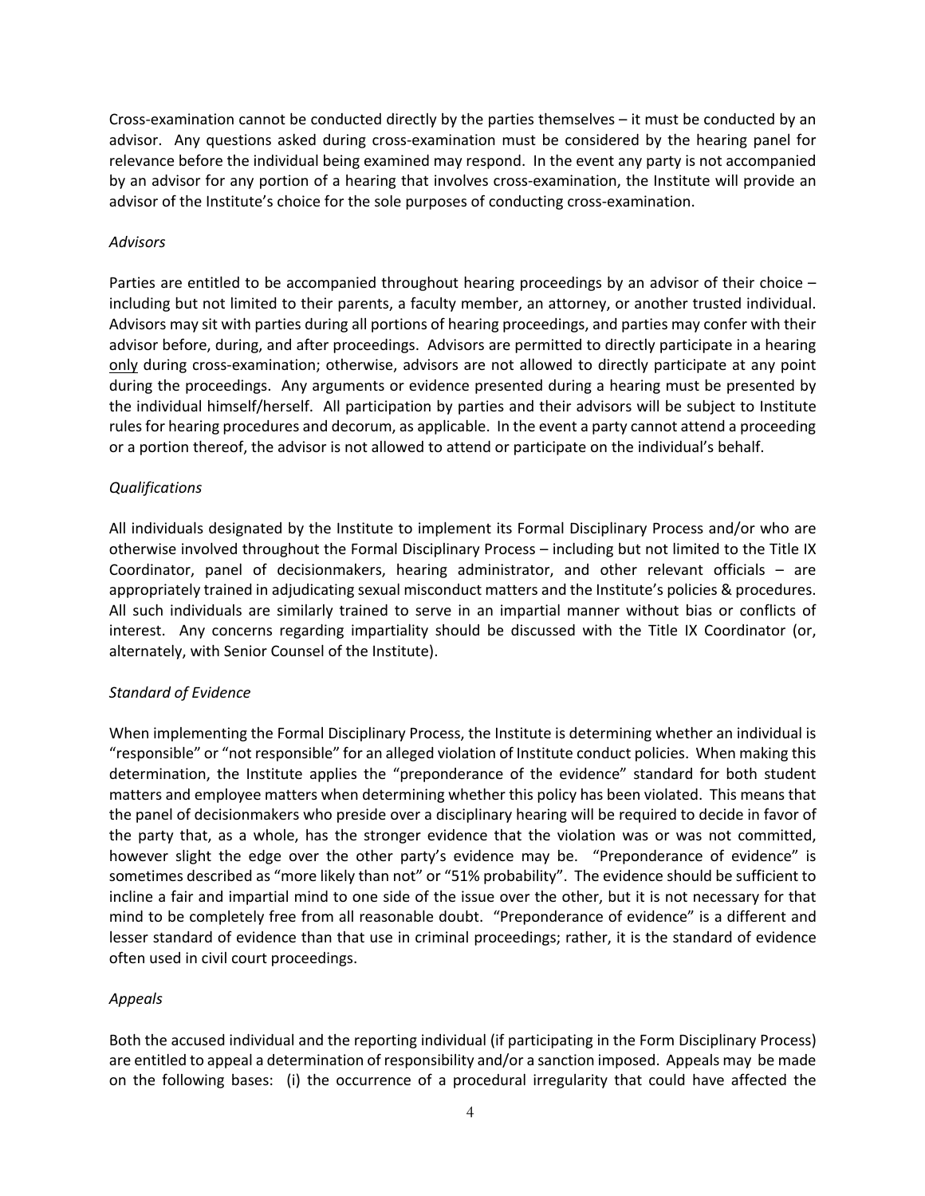Cross-examination cannot be conducted directly by the parties themselves – it must be conducted by an advisor. Any questions asked during cross-examination must be considered by the hearing panel for relevance before the individual being examined may respond. In the event any party is not accompanied by an advisor for any portion of a hearing that involves cross-examination, the Institute will provide an advisor of the Institute's choice for the sole purposes of conducting cross-examination.

*Advisors*

Parties are entitled to be accompanied throughout hearing proceedings by an advisor of their choice – including but not limited to their parents, a faculty member, an attorney, or another trusted individual. Advisors may sit with parties during all portions of hearing proceedings, and parties may confer with their advisor before, during, and after proceedings. Advisors are permitted to directly participate in a hearing <u>only</u> during cross-examination; otherwise, advisors are not allowed to directly participate at any point during the proceedings. Any arguments or evidence presented during a hearing must be presented by the individual himself/herself. All participation by parties and their advisors will be subject to Institute rules for hearing procedures and decorum, as applicable. In the event a party cannot attend a proceeding or a portion thereof, the advisor is not allowed to attend or participate on the individual's behalf.

*Qualifications*

All individuals designated by the Institute to implement its Formal Disciplinary Process and/or who are otherwise involved throughout the Formal Disciplinary Process – including but not limited to the Title IX Coordinator, panel of decisionmakers, hearing administrator, and other relevant officials – are appropriately trained in adjudicating sexual misconduct matters and the Institute's policies & procedures. All such individuals are similarly trained to serve in an impartial manner without bias or conflicts of interest. Any concerns regarding impartiality should be discussed with the Title IX Coordinator (or, alternately, with Senior Counsel of the Institute).

*Standard of Evidence*

When implementing the Formal Disciplinary Process, the Institute is determining whether an individual is "responsible" or "not responsible" for an alleged violation of Institute conduct policies. When making this determination, the Institute applies the "preponderance of the evidence" standard for both student matters and employee matters when determining whether this policy has been violated. This means that the panel of decisionmakers who preside over a disciplinary hearing will be required to decide in favor of the party that, as a whole, has the stronger evidence that the violation was or was not committed, however slight the edge over the other party's evidence may be. "Preponderance of evidence" is sometimes described as "more likely than not" or "51% probability". The evidence should be sufficient to incline a fair and impartial mind to one side of the issue over the other, but it is not necessary for that mind to be completely free from all reasonable doubt. "Preponderance of evidence" is a different and lesser standard of evidence than that use in criminal proceedings; rather, it is the standard of evidence often used in civil court proceedings.

*Appeals*

Both the accused individual and the reporting individual (if participating in the Form Disciplinary Process) are entitled to appeal a determination of responsibility and/or a sanction imposed. Appeals may be made on the following bases: (i) the occurrence of a procedural irregularity that could have affected the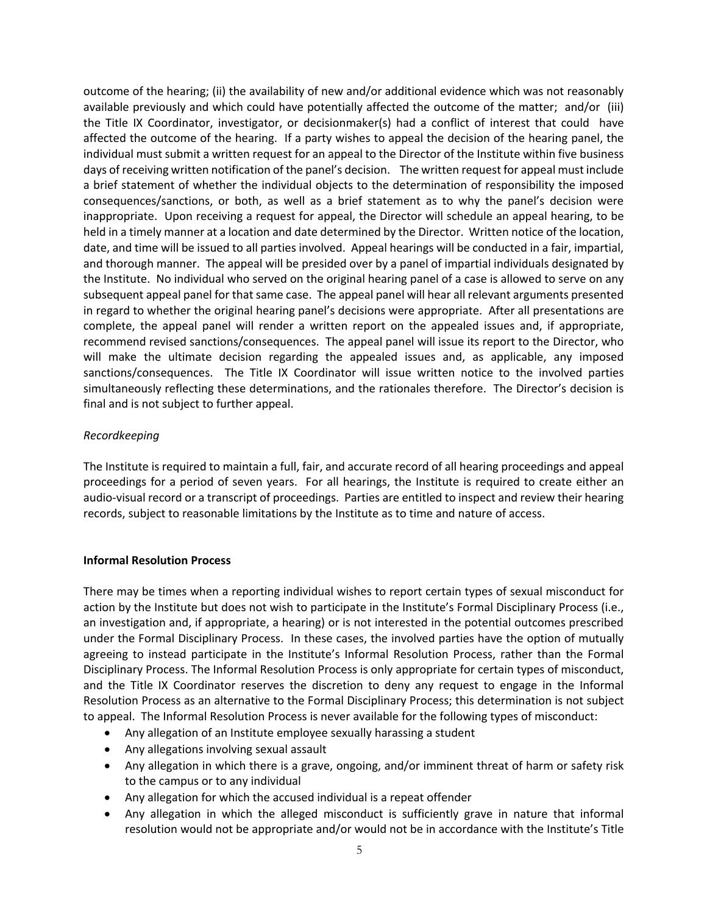outcome of the hearing; (ii) the availability of new and/or additional evidence which was not reasonably available previously and which could have potentially affected the outcome of the matter; and/or (iii) the Title IX Coordinator, investigator, or decisionmaker(s) had a conflict of interest that could have affected the outcome of the hearing. If a party wishes to appeal the decision of the hearing panel, the individual must submit a written request for an appeal to the Director of the Institute within five business days of receiving written notification of the panel's decision. The written request for appeal must include a brief statement of whether the individual objects to the determination of responsibility the imposed consequences/sanctions, or both, as well as a brief statement as to why the panel's decision were inappropriate. Upon receiving a request for appeal, the Director will schedule an appeal hearing, to be held in a timely manner at a location and date determined by the Director. Written notice of the location, date, and time will be issued to all parties involved. Appeal hearings will be conducted in a fair, impartial, and thorough manner. The appeal will be presided over by a panel of impartial individuals designated by the Institute. No individual who served on the original hearing panel of a case is allowed to serve on any subsequent appeal panel for that same case. The appeal panel will hear all relevant arguments presented in regard to whether the original hearing panel's decisions were appropriate. After all presentations are complete, the appeal panel will render a written report on the appealed issues and, if appropriate, recommend revised sanctions/consequences. The appeal panel will issue its report to the Director, who will make the ultimate decision regarding the appealed issues and, as applicable, any imposed sanctions/consequences. The Title IX Coordinator will issue written notice to the involved parties simultaneously reflecting these determinations, and the rationales therefore. The Director's decision is final and is not subject to further appeal.

*Recordkeeping*

The Institute is required to maintain a full, fair, and accurate record of all hearing proceedings and appeal proceedings for a period of seven years. For all hearings, the Institute is required to create either an audio-visual record or a transcript of proceedings. Parties are entitled to inspect and review their hearing records, subject to reasonable limitations by the Institute as to time and nature of access.

**Informal Resolution Process**

There may be times when a reporting individual wishes to report certain types of sexual misconduct for action by the Institute but does not wish to participate in the Institute's Formal Disciplinary Process (i.e., an investigation and, if appropriate, a hearing) or is not interested in the potential outcomes prescribed under the Formal Disciplinary Process. In these cases, the involved parties have the option of mutually agreeing to instead participate in the Institute's Informal Resolution Process, rather than the Formal Disciplinary Process. The Informal Resolution Process is only appropriate for certain types of misconduct, and the Title IX Coordinator reserves the discretion to deny any request to engage in the Informal Resolution Process as an alternative to the Formal Disciplinary Process; this determination is not subject to appeal. The Informal Resolution Process is never available for the following types of misconduct:

- Any allegation of an Institute employee sexually harassing a student
- Any allegations involving sexual assault
- Any allegation in which there is a grave, ongoing, and/or imminent threat of harm or safety risk to the campus or to any individual
- Any allegation for which the accused individual is a repeat offender
- Any allegation in which the alleged misconduct is sufficiently grave in nature that informal resolution would not be appropriate and/or would not be in accordance with the Institute's Title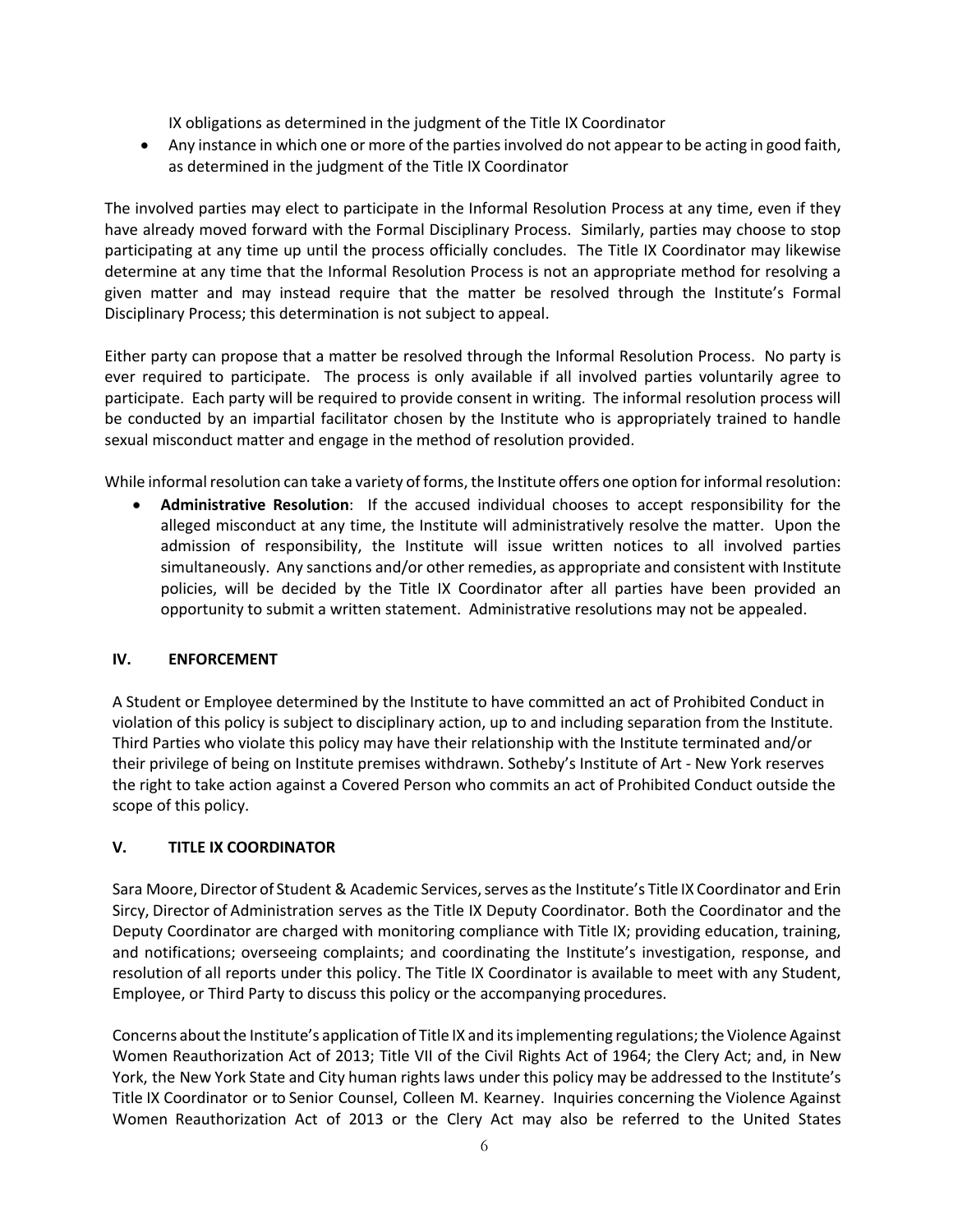IX obligations as determined in the judgment of the Title IX Coordinator
- Any instance in which one or more of the parties involved do not appear to be acting in good faith, as determined in the judgment of the Title IX Coordinator

The involved parties may elect to participate in the Informal Resolution Process at any time, even if they have already moved forward with the Formal Disciplinary Process. Similarly, parties may choose to stop participating at any time up until the process officially concludes. The Title IX Coordinator may likewise determine at any time that the Informal Resolution Process is not an appropriate method for resolving a given matter and may instead require that the matter be resolved through the Institute's Formal Disciplinary Process; this determination is not subject to appeal.

Either party can propose that a matter be resolved through the Informal Resolution Process. No party is ever required to participate. The process is only available if all involved parties voluntarily agree to participate. Each party will be required to provide consent in writing. The informal resolution process will be conducted by an impartial facilitator chosen by the Institute who is appropriately trained to handle sexual misconduct matter and engage in the method of resolution provided.

While informal resolution can take a variety of forms, the Institute offers one option for informal resolution:

- **Administrative Resolution**: If the accused individual chooses to accept responsibility for the alleged misconduct at any time, the Institute will administratively resolve the matter. Upon the admission of responsibility, the Institute will issue written notices to all involved parties simultaneously. Any sanctions and/or other remedies, as appropriate and consistent with Institute policies, will be decided by the Title IX Coordinator after all parties have been provided an opportunity to submit a written statement. Administrative resolutions may not be appealed.

## IV. ENFORCEMENT

A Student or Employee determined by the Institute to have committed an act of Prohibited Conduct in violation of this policy is subject to disciplinary action, up to and including separation from the Institute. Third Parties who violate this policy may have their relationship with the Institute terminated and/or their privilege of being on Institute premises withdrawn. Sotheby's Institute of Art - New York reserves the right to take action against a Covered Person who commits an act of Prohibited Conduct outside the scope of this policy.

## V. TITLE IX COORDINATOR

Sara Moore, Director of Student & Academic Services, serves as the Institute's Title IX Coordinator and Erin Sircy, Director of Administration serves as the Title IX Deputy Coordinator. Both the Coordinator and the Deputy Coordinator are charged with monitoring compliance with Title IX; providing education, training, and notifications; overseeing complaints; and coordinating the Institute's investigation, response, and resolution of all reports under this policy. The Title IX Coordinator is available to meet with any Student, Employee, or Third Party to discuss this policy or the accompanying procedures.

Concerns about the Institute's application of Title IX and its implementing regulations; the Violence Against Women Reauthorization Act of 2013; Title VII of the Civil Rights Act of 1964; the Clery Act; and, in New York, the New York State and City human rights laws under this policy may be addressed to the Institute's Title IX Coordinator or to Senior Counsel, Colleen M. Kearney. Inquiries concerning the Violence Against Women Reauthorization Act of 2013 or the Clery Act may also be referred to the United States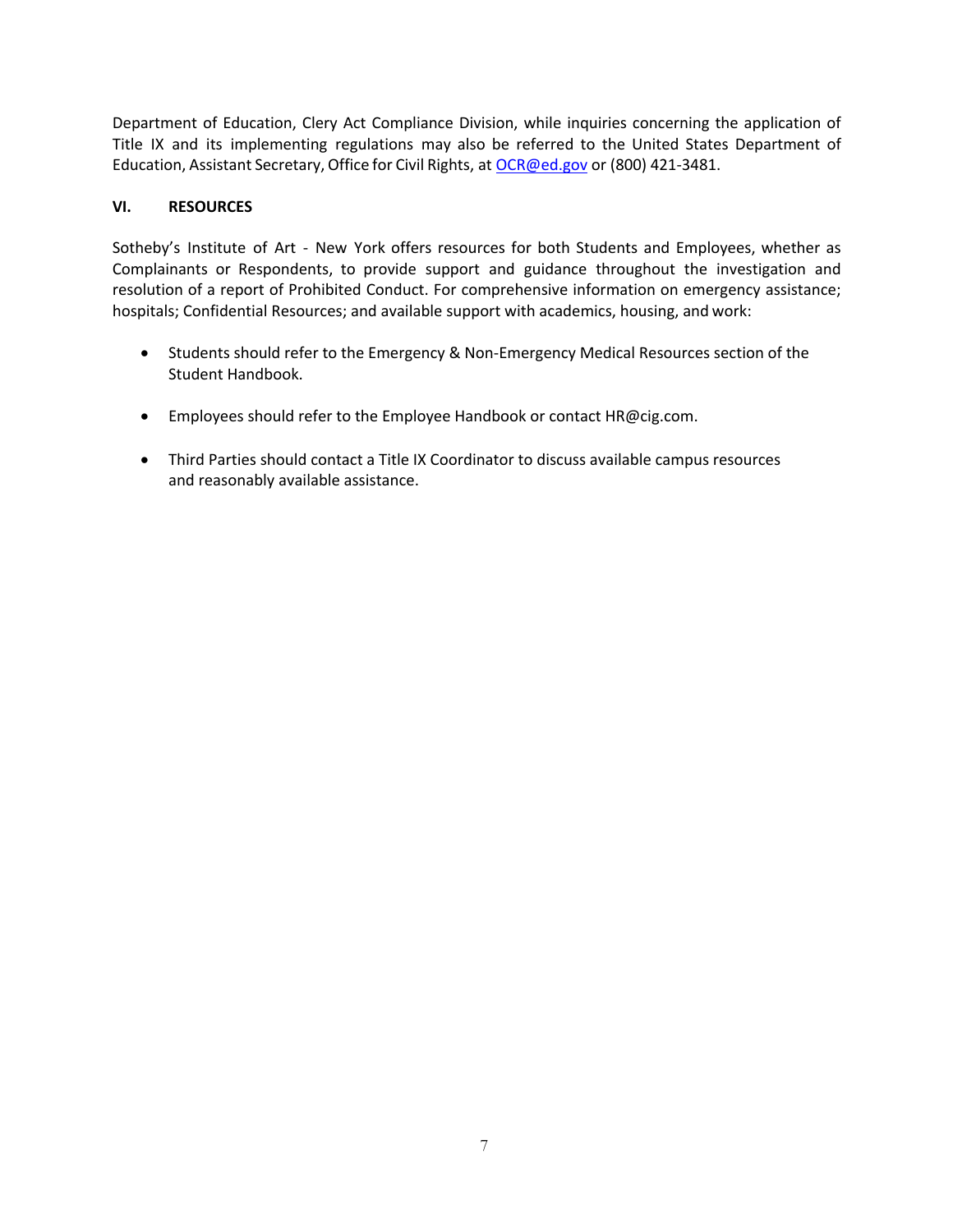Department of Education, Clery Act Compliance Division, while inquiries concerning the application of Title IX and its implementing regulations may also be referred to the United States Department of Education, Assistant Secretary, Office for Civil Rights, at [OCR@ed.gov](mailto:OCR@ed.gov) or (800) 421-3481.

## VI. RESOURCES

Sotheby's Institute of Art - New York offers resources for both Students and Employees, whether as Complainants or Respondents, to provide support and guidance throughout the investigation and resolution of a report of Prohibited Conduct. For comprehensive information on emergency assistance; hospitals; Confidential Resources; and available support with academics, housing, and work:

- Students should refer to the Emergency & Non-Emergency Medical Resources section of the Student Handbook.
- Employees should refer to the Employee Handbook or contact HR@cig.com.
- Third Parties should contact a Title IX Coordinator to discuss available campus resources and reasonably available assistance.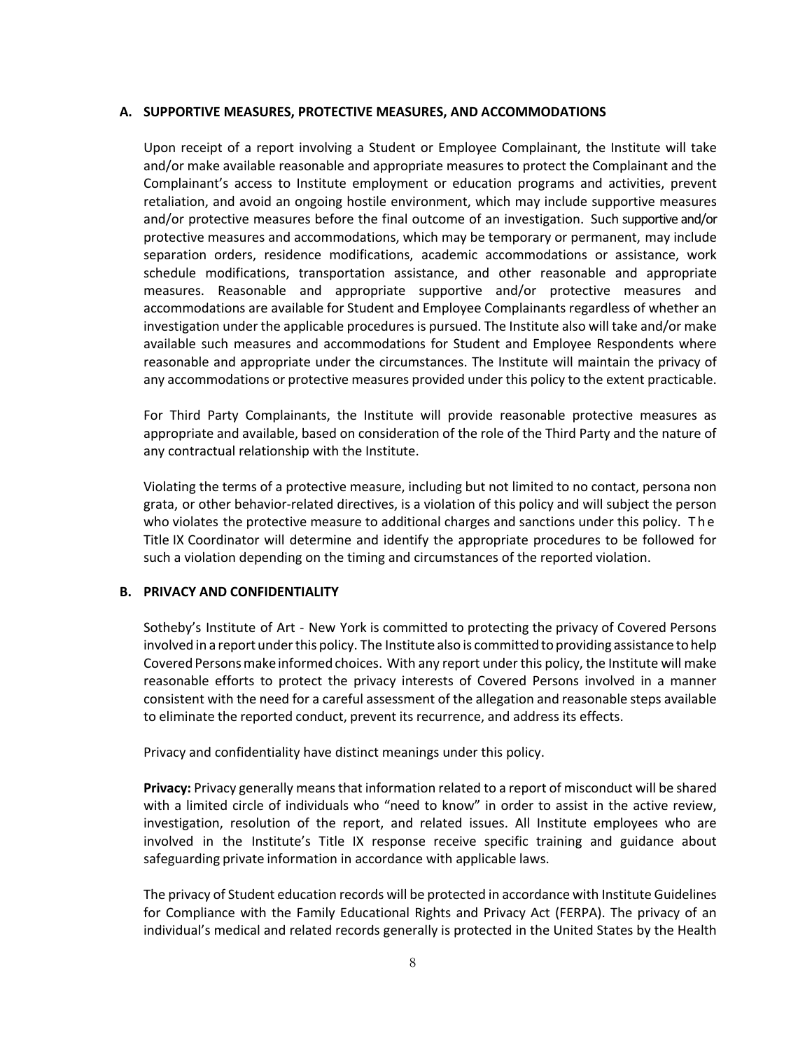### A. SUPPORTIVE MEASURES, PROTECTIVE MEASURES, AND ACCOMMODATIONS

Upon receipt of a report involving a Student or Employee Complainant, the Institute will take and/or make available reasonable and appropriate measures to protect the Complainant and the Complainant's access to Institute employment or education programs and activities, prevent retaliation, and avoid an ongoing hostile environment, which may include supportive measures and/or protective measures before the final outcome of an investigation. Such supportive and/or protective measures and accommodations, which may be temporary or permanent, may include separation orders, residence modifications, academic accommodations or assistance, work schedule modifications, transportation assistance, and other reasonable and appropriate measures. Reasonable and appropriate supportive and/or protective measures and accommodations are available for Student and Employee Complainants regardless of whether an investigation under the applicable procedures is pursued. The Institute also will take and/or make available such measures and accommodations for Student and Employee Respondents where reasonable and appropriate under the circumstances. The Institute will maintain the privacy of any accommodations or protective measures provided under this policy to the extent practicable.

For Third Party Complainants, the Institute will provide reasonable protective measures as appropriate and available, based on consideration of the role of the Third Party and the nature of any contractual relationship with the Institute.

Violating the terms of a protective measure, including but not limited to no contact, persona non grata, or other behavior-related directives, is a violation of this policy and will subject the person who violates the protective measure to additional charges and sanctions under this policy. The Title IX Coordinator will determine and identify the appropriate procedures to be followed for such a violation depending on the timing and circumstances of the reported violation.

### B. PRIVACY AND CONFIDENTIALITY

Sotheby's Institute of Art - New York is committed to protecting the privacy of Covered Persons involved in a report under this policy. The Institute also is committed to providing assistance to help Covered Persons make informed choices. With any report under this policy, the Institute will make reasonable efforts to protect the privacy interests of Covered Persons involved in a manner consistent with the need for a careful assessment of the allegation and reasonable steps available to eliminate the reported conduct, prevent its recurrence, and address its effects.

Privacy and confidentiality have distinct meanings under this policy.

**Privacy:** Privacy generally means that information related to a report of misconduct will be shared with a limited circle of individuals who "need to know" in order to assist in the active review, investigation, resolution of the report, and related issues. All Institute employees who are involved in the Institute's Title IX response receive specific training and guidance about safeguarding private information in accordance with applicable laws.

The privacy of Student education records will be protected in accordance with Institute Guidelines for Compliance with the Family Educational Rights and Privacy Act (FERPA). The privacy of an individual's medical and related records generally is protected in the United States by the Health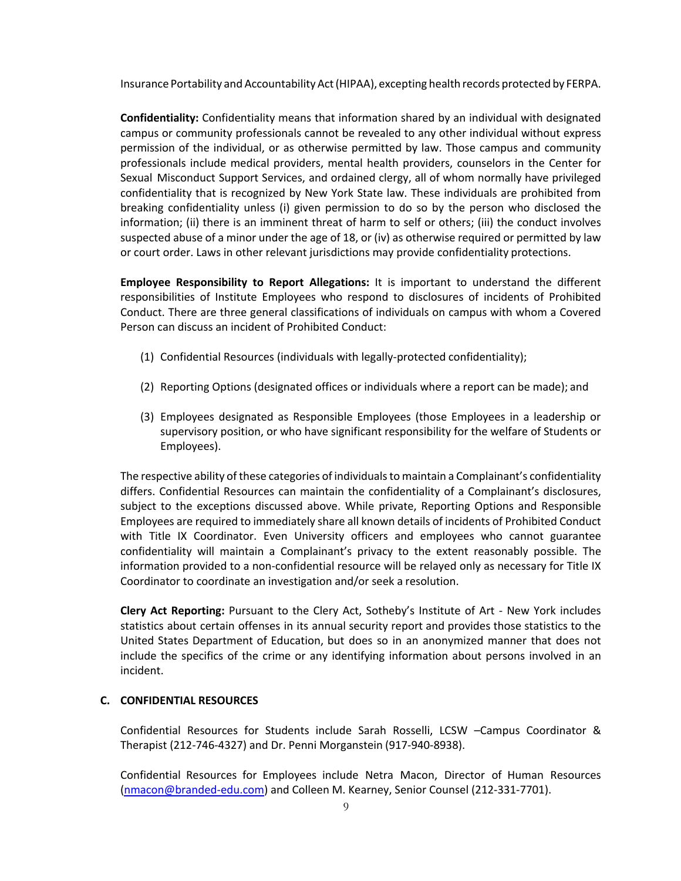Insurance Portability and Accountability Act (HIPAA), excepting health records protected by FERPA.

**Confidentiality:** Confidentiality means that information shared by an individual with designated campus or community professionals cannot be revealed to any other individual without express permission of the individual, or as otherwise permitted by law. Those campus and community professionals include medical providers, mental health providers, counselors in the Center for Sexual Misconduct Support Services, and ordained clergy, all of whom normally have privileged confidentiality that is recognized by New York State law. These individuals are prohibited from breaking confidentiality unless (i) given permission to do so by the person who disclosed the information; (ii) there is an imminent threat of harm to self or others; (iii) the conduct involves suspected abuse of a minor under the age of 18, or (iv) as otherwise required or permitted by law or court order. Laws in other relevant jurisdictions may provide confidentiality protections.

**Employee Responsibility to Report Allegations:** It is important to understand the different responsibilities of Institute Employees who respond to disclosures of incidents of Prohibited Conduct. There are three general classifications of individuals on campus with whom a Covered Person can discuss an incident of Prohibited Conduct:

(1) Confidential Resources (individuals with legally-protected confidentiality);

(2) Reporting Options (designated offices or individuals where a report can be made); and

(3) Employees designated as Responsible Employees (those Employees in a leadership or supervisory position, or who have significant responsibility for the welfare of Students or Employees).

The respective ability of these categories of individuals to maintain a Complainant's confidentiality differs. Confidential Resources can maintain the confidentiality of a Complainant's disclosures, subject to the exceptions discussed above. While private, Reporting Options and Responsible Employees are required to immediately share all known details of incidents of Prohibited Conduct with Title IX Coordinator. Even University officers and employees who cannot guarantee confidentiality will maintain a Complainant's privacy to the extent reasonably possible. The information provided to a non-confidential resource will be relayed only as necessary for Title IX Coordinator to coordinate an investigation and/or seek a resolution.

**Clery Act Reporting:** Pursuant to the Clery Act, Sotheby's Institute of Art - New York includes statistics about certain offenses in its annual security report and provides those statistics to the United States Department of Education, but does so in an anonymized manner that does not include the specifics of the crime or any identifying information about persons involved in an incident.

### C. CONFIDENTIAL RESOURCES

Confidential Resources for Students include Sarah Rosselli, LCSW –Campus Coordinator & Therapist (212-746-4327) and Dr. Penni Morganstein (917-940-8938).

Confidential Resources for Employees include Netra Macon, Director of Human Resources (nmacon@branded-edu.com) and Colleen M. Kearney, Senior Counsel (212-331-7701).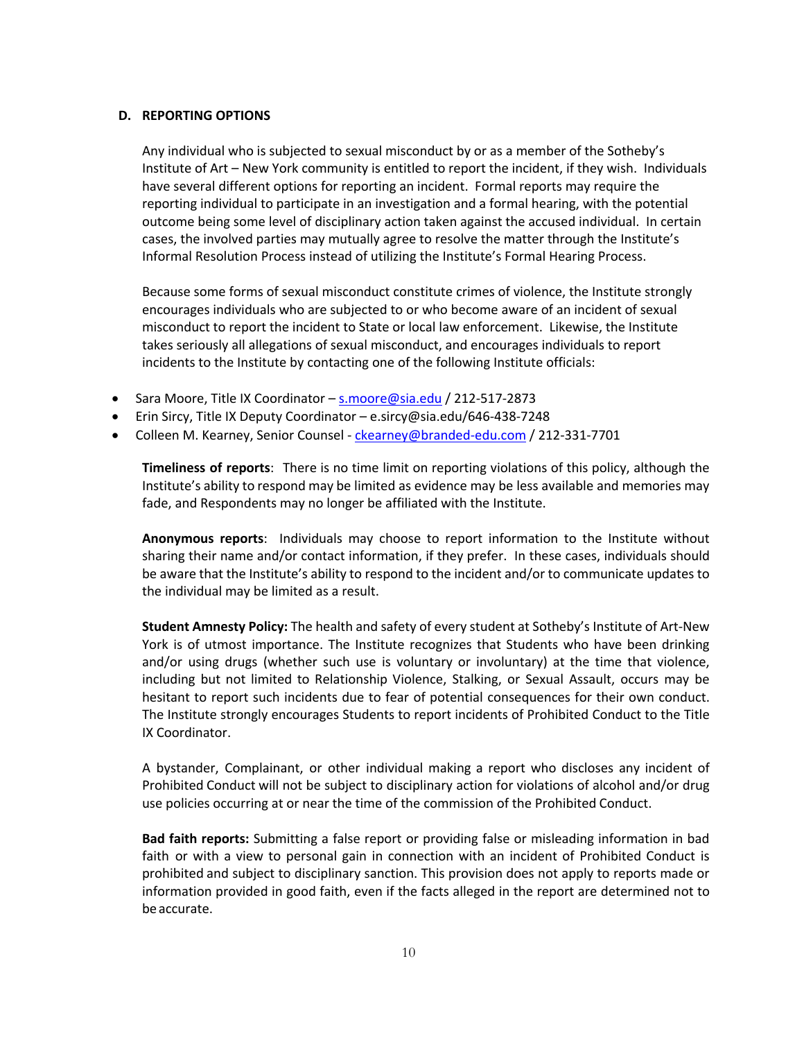### D. REPORTING OPTIONS

Any individual who is subjected to sexual misconduct by or as a member of the Sotheby's Institute of Art – New York community is entitled to report the incident, if they wish. Individuals have several different options for reporting an incident. Formal reports may require the reporting individual to participate in an investigation and a formal hearing, with the potential outcome being some level of disciplinary action taken against the accused individual. In certain cases, the involved parties may mutually agree to resolve the matter through the Institute's Informal Resolution Process instead of utilizing the Institute's Formal Hearing Process.

Because some forms of sexual misconduct constitute crimes of violence, the Institute strongly encourages individuals who are subjected to or who become aware of an incident of sexual misconduct to report the incident to State or local law enforcement. Likewise, the Institute takes seriously all allegations of sexual misconduct, and encourages individuals to report incidents to the Institute by contacting one of the following Institute officials:

- Sara Moore, Title IX Coordinator – s.moore@sia.edu / 212-517-2873
- Erin Sircy, Title IX Deputy Coordinator – e.sircy@sia.edu/646-438-7248
- Colleen M. Kearney, Senior Counsel - ckearney@branded-edu.com / 212-331-7701

**Timeliness of reports**: There is no time limit on reporting violations of this policy, although the Institute's ability to respond may be limited as evidence may be less available and memories may fade, and Respondents may no longer be affiliated with the Institute.

**Anonymous reports**: Individuals may choose to report information to the Institute without sharing their name and/or contact information, if they prefer. In these cases, individuals should be aware that the Institute's ability to respond to the incident and/or to communicate updates to the individual may be limited as a result.

**Student Amnesty Policy:** The health and safety of every student at Sotheby's Institute of Art-New York is of utmost importance. The Institute recognizes that Students who have been drinking and/or using drugs (whether such use is voluntary or involuntary) at the time that violence, including but not limited to Relationship Violence, Stalking, or Sexual Assault, occurs may be hesitant to report such incidents due to fear of potential consequences for their own conduct. The Institute strongly encourages Students to report incidents of Prohibited Conduct to the Title IX Coordinator.

A bystander, Complainant, or other individual making a report who discloses any incident of Prohibited Conduct will not be subject to disciplinary action for violations of alcohol and/or drug use policies occurring at or near the time of the commission of the Prohibited Conduct.

**Bad faith reports:** Submitting a false report or providing false or misleading information in bad faith or with a view to personal gain in connection with an incident of Prohibited Conduct is prohibited and subject to disciplinary sanction. This provision does not apply to reports made or information provided in good faith, even if the facts alleged in the report are determined not to be accurate.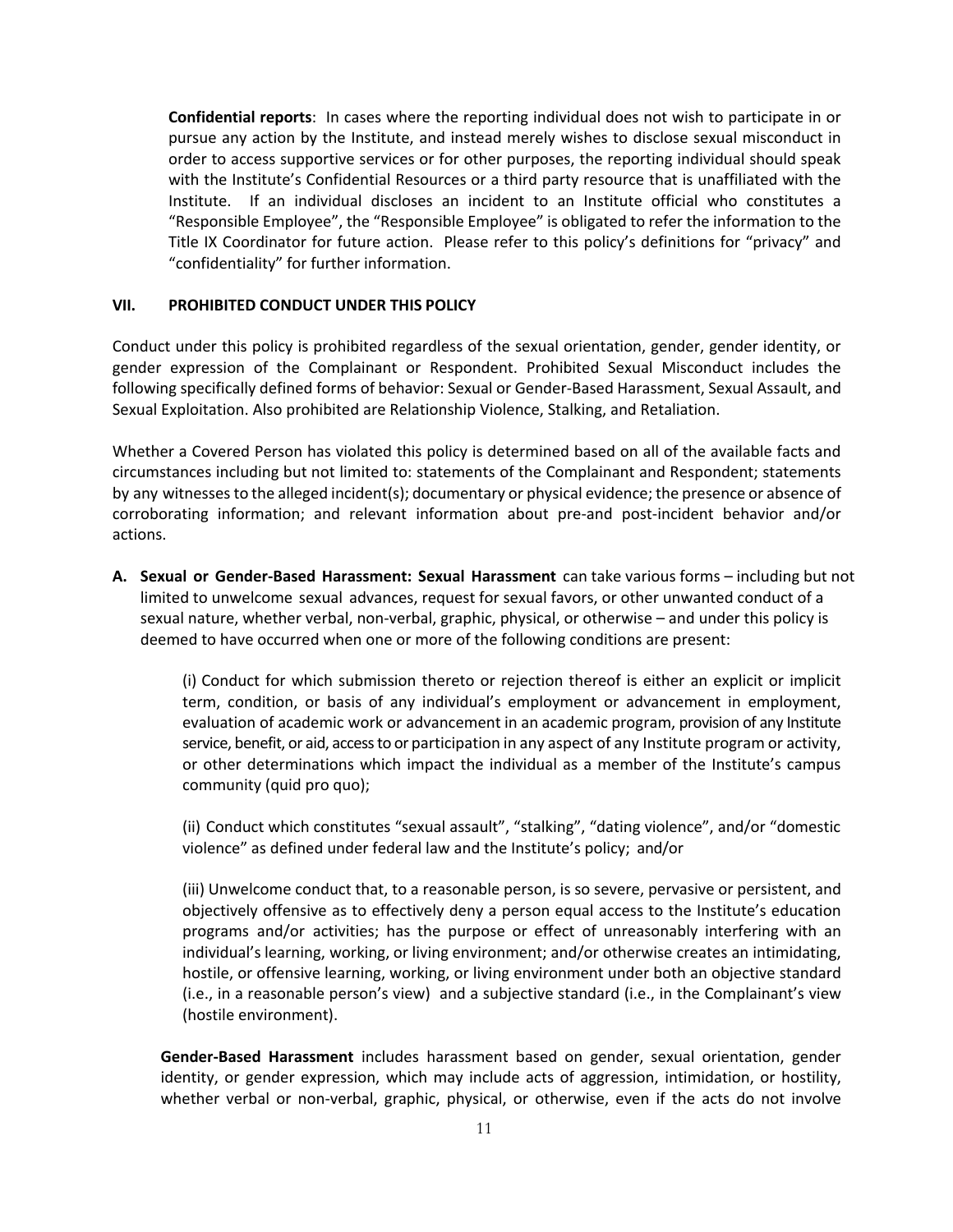**Confidential reports**: In cases where the reporting individual does not wish to participate in or pursue any action by the Institute, and instead merely wishes to disclose sexual misconduct in order to access supportive services or for other purposes, the reporting individual should speak with the Institute's Confidential Resources or a third party resource that is unaffiliated with the Institute. If an individual discloses an incident to an Institute official who constitutes a "Responsible Employee", the "Responsible Employee" is obligated to refer the information to the Title IX Coordinator for future action. Please refer to this policy's definitions for "privacy" and "confidentiality" for further information.

## VII. PROHIBITED CONDUCT UNDER THIS POLICY

Conduct under this policy is prohibited regardless of the sexual orientation, gender, gender identity, or gender expression of the Complainant or Respondent. Prohibited Sexual Misconduct includes the following specifically defined forms of behavior: Sexual or Gender-Based Harassment, Sexual Assault, and Sexual Exploitation. Also prohibited are Relationship Violence, Stalking, and Retaliation.

Whether a Covered Person has violated this policy is determined based on all of the available facts and circumstances including but not limited to: statements of the Complainant and Respondent; statements by any witnesses to the alleged incident(s); documentary or physical evidence; the presence or absence of corroborating information; and relevant information about pre-and post-incident behavior and/or actions.

**A. Sexual or Gender-Based Harassment: Sexual Harassment** can take various forms – including but not limited to unwelcome sexual advances, request for sexual favors, or other unwanted conduct of a sexual nature, whether verbal, non-verbal, graphic, physical, or otherwise – and under this policy is deemed to have occurred when one or more of the following conditions are present:

(i) Conduct for which submission thereto or rejection thereof is either an explicit or implicit term, condition, or basis of any individual's employment or advancement in employment, evaluation of academic work or advancement in an academic program, provision of any Institute service, benefit, or aid, access to or participation in any aspect of any Institute program or activity, or other determinations which impact the individual as a member of the Institute's campus community (quid pro quo);

(ii) Conduct which constitutes "sexual assault", "stalking", "dating violence", and/or "domestic violence" as defined under federal law and the Institute's policy; and/or

(iii) Unwelcome conduct that, to a reasonable person, is so severe, pervasive or persistent, and objectively offensive as to effectively deny a person equal access to the Institute's education programs and/or activities; has the purpose or effect of unreasonably interfering with an individual's learning, working, or living environment; and/or otherwise creates an intimidating, hostile, or offensive learning, working, or living environment under both an objective standard (i.e., in a reasonable person's view) and a subjective standard (i.e., in the Complainant's view (hostile environment).

**Gender-Based Harassment** includes harassment based on gender, sexual orientation, gender identity, or gender expression, which may include acts of aggression, intimidation, or hostility, whether verbal or non-verbal, graphic, physical, or otherwise, even if the acts do not involve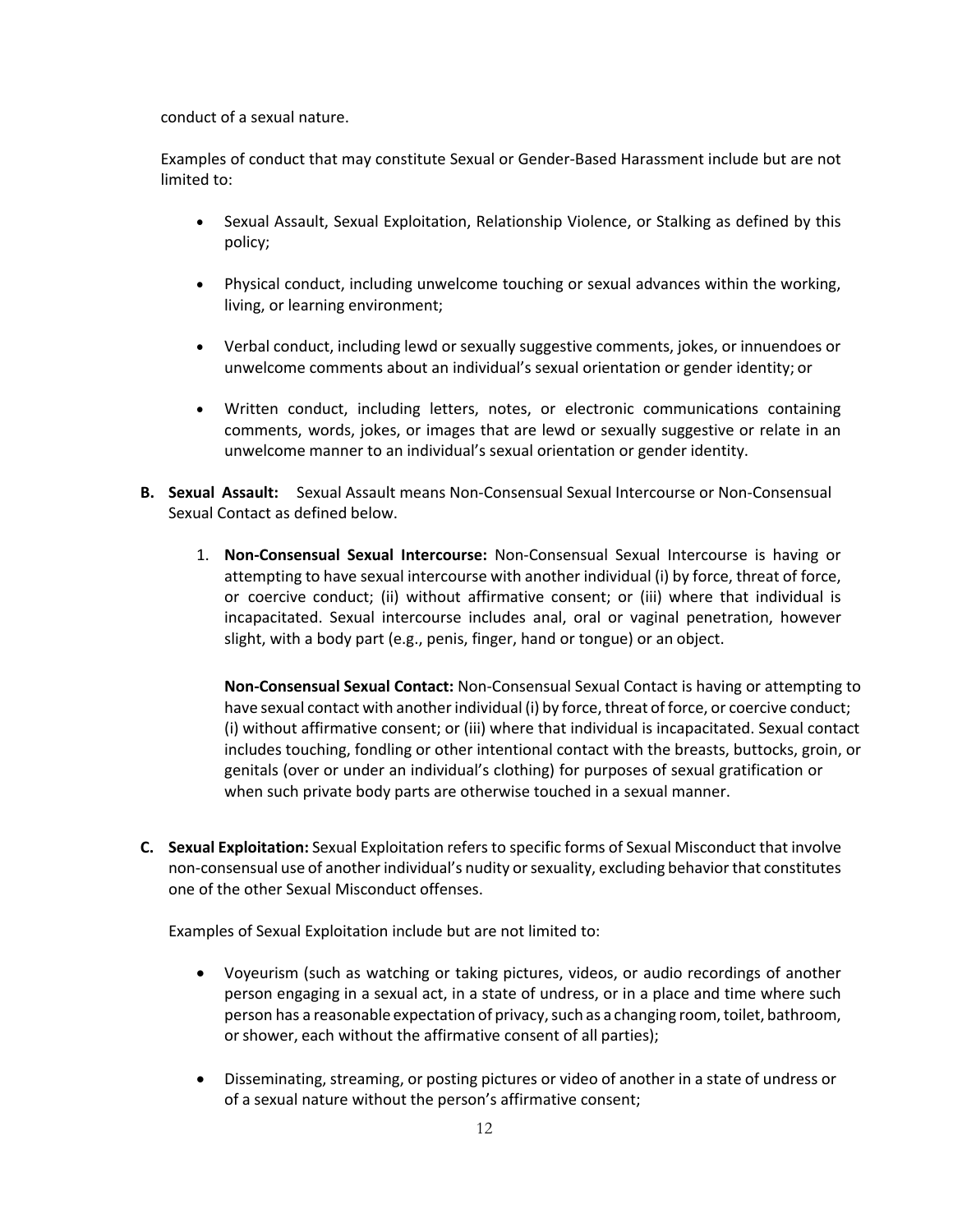conduct of a sexual nature.

Examples of conduct that may constitute Sexual or Gender-Based Harassment include but are not limited to:

- Sexual Assault, Sexual Exploitation, Relationship Violence, or Stalking as defined by this policy;
- Physical conduct, including unwelcome touching or sexual advances within the working, living, or learning environment;
- Verbal conduct, including lewd or sexually suggestive comments, jokes, or innuendoes or unwelcome comments about an individual's sexual orientation or gender identity; or
- Written conduct, including letters, notes, or electronic communications containing comments, words, jokes, or images that are lewd or sexually suggestive or relate in an unwelcome manner to an individual's sexual orientation or gender identity.

**B. Sexual Assault:** Sexual Assault means Non-Consensual Sexual Intercourse or Non-Consensual Sexual Contact as defined below.

1. **Non-Consensual Sexual Intercourse:** Non-Consensual Sexual Intercourse is having or attempting to have sexual intercourse with another individual (i) by force, threat of force, or coercive conduct; (ii) without affirmative consent; or (iii) where that individual is incapacitated. Sexual intercourse includes anal, oral or vaginal penetration, however slight, with a body part (e.g., penis, finger, hand or tongue) or an object.

   **Non-Consensual Sexual Contact:** Non-Consensual Sexual Contact is having or attempting to have sexual contact with another individual (i) by force, threat of force, or coercive conduct; (i) without affirmative consent; or (iii) where that individual is incapacitated. Sexual contact includes touching, fondling or other intentional contact with the breasts, buttocks, groin, or genitals (over or under an individual's clothing) for purposes of sexual gratification or when such private body parts are otherwise touched in a sexual manner.

**C. Sexual Exploitation:** Sexual Exploitation refers to specific forms of Sexual Misconduct that involve non-consensual use of another individual's nudity or sexuality, excluding behavior that constitutes one of the other Sexual Misconduct offenses.

Examples of Sexual Exploitation include but are not limited to:

- Voyeurism (such as watching or taking pictures, videos, or audio recordings of another person engaging in a sexual act, in a state of undress, or in a place and time where such person has a reasonable expectation of privacy, such as a changing room, toilet, bathroom, or shower, each without the affirmative consent of all parties);
- Disseminating, streaming, or posting pictures or video of another in a state of undress or of a sexual nature without the person's affirmative consent;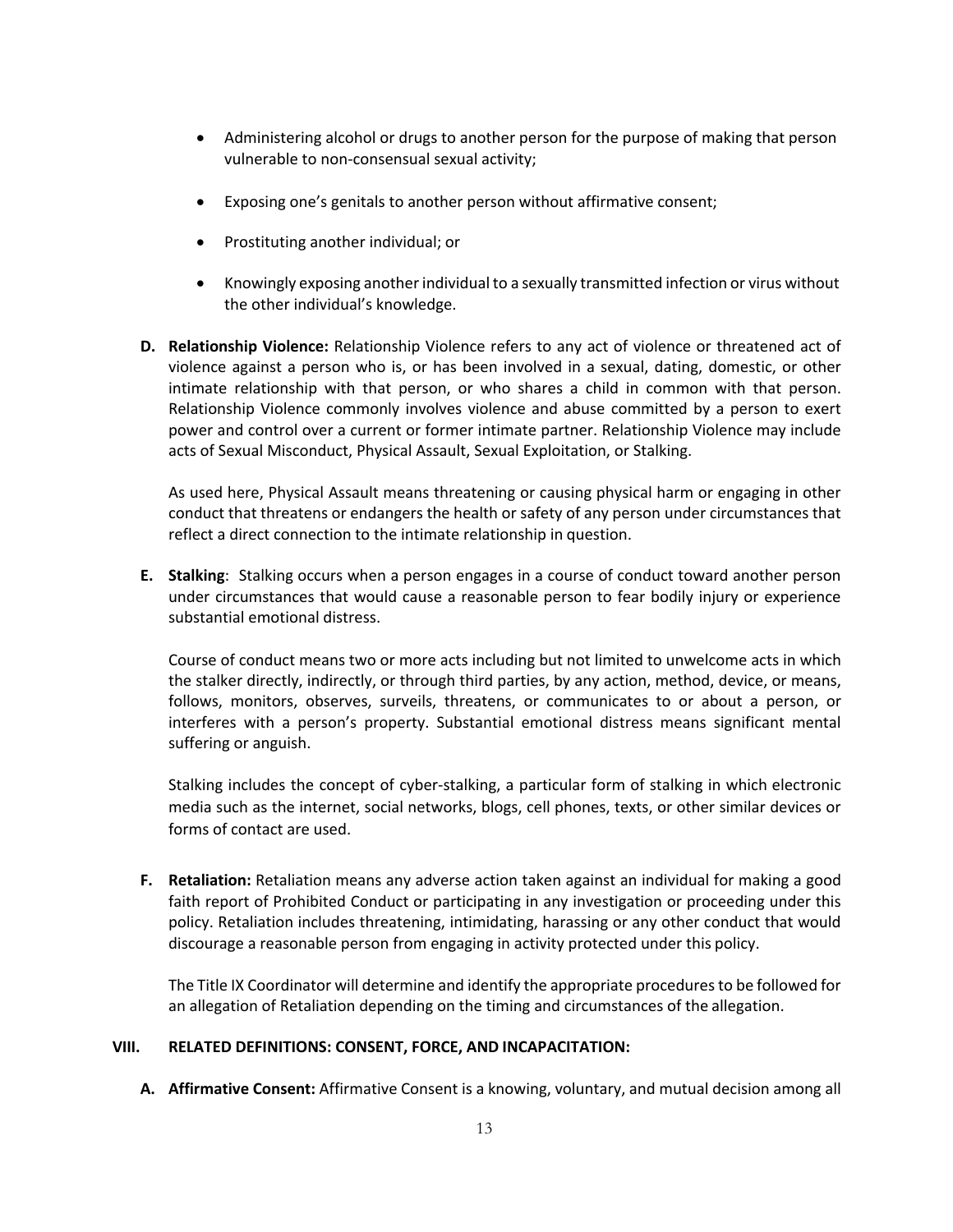- Administering alcohol or drugs to another person for the purpose of making that person vulnerable to non-consensual sexual activity;
- Exposing one's genitals to another person without affirmative consent;
- Prostituting another individual; or
- Knowingly exposing another individual to a sexually transmitted infection or virus without the other individual's knowledge.

**D. Relationship Violence:** Relationship Violence refers to any act of violence or threatened act of violence against a person who is, or has been involved in a sexual, dating, domestic, or other intimate relationship with that person, or who shares a child in common with that person. Relationship Violence commonly involves violence and abuse committed by a person to exert power and control over a current or former intimate partner. Relationship Violence may include acts of Sexual Misconduct, Physical Assault, Sexual Exploitation, or Stalking.

As used here, Physical Assault means threatening or causing physical harm or engaging in other conduct that threatens or endangers the health or safety of any person under circumstances that reflect a direct connection to the intimate relationship in question.

**E. Stalking**: Stalking occurs when a person engages in a course of conduct toward another person under circumstances that would cause a reasonable person to fear bodily injury or experience substantial emotional distress.

Course of conduct means two or more acts including but not limited to unwelcome acts in which the stalker directly, indirectly, or through third parties, by any action, method, device, or means, follows, monitors, observes, surveils, threatens, or communicates to or about a person, or interferes with a person's property. Substantial emotional distress means significant mental suffering or anguish.

Stalking includes the concept of cyber-stalking, a particular form of stalking in which electronic media such as the internet, social networks, blogs, cell phones, texts, or other similar devices or forms of contact are used.

**F. Retaliation:** Retaliation means any adverse action taken against an individual for making a good faith report of Prohibited Conduct or participating in any investigation or proceeding under this policy. Retaliation includes threatening, intimidating, harassing or any other conduct that would discourage a reasonable person from engaging in activity protected under this policy.

The Title IX Coordinator will determine and identify the appropriate procedures to be followed for an allegation of Retaliation depending on the timing and circumstances of the allegation.

## VIII. RELATED DEFINITIONS: CONSENT, FORCE, AND INCAPACITATION:

**A. Affirmative Consent:** Affirmative Consent is a knowing, voluntary, and mutual decision among all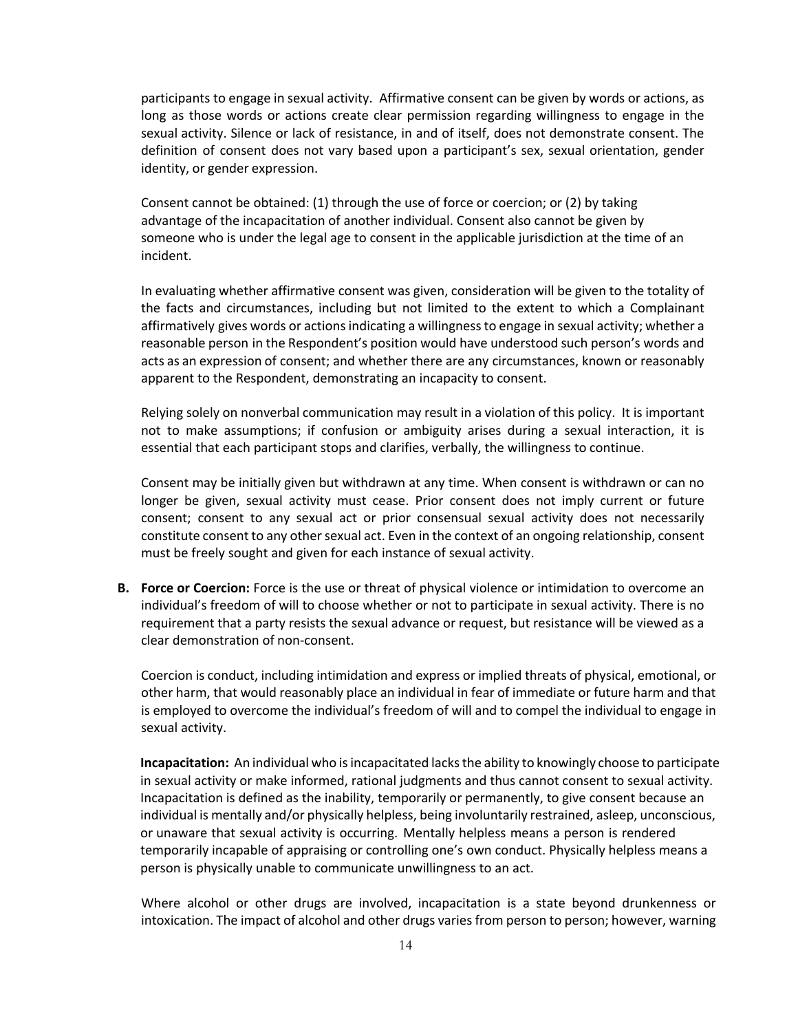participants to engage in sexual activity. Affirmative consent can be given by words or actions, as long as those words or actions create clear permission regarding willingness to engage in the sexual activity. Silence or lack of resistance, in and of itself, does not demonstrate consent. The definition of consent does not vary based upon a participant's sex, sexual orientation, gender identity, or gender expression.

Consent cannot be obtained: (1) through the use of force or coercion; or (2) by taking advantage of the incapacitation of another individual. Consent also cannot be given by someone who is under the legal age to consent in the applicable jurisdiction at the time of an incident.

In evaluating whether affirmative consent was given, consideration will be given to the totality of the facts and circumstances, including but not limited to the extent to which a Complainant affirmatively gives words or actions indicating a willingness to engage in sexual activity; whether a reasonable person in the Respondent's position would have understood such person's words and acts as an expression of consent; and whether there are any circumstances, known or reasonably apparent to the Respondent, demonstrating an incapacity to consent.

Relying solely on nonverbal communication may result in a violation of this policy. It is important not to make assumptions; if confusion or ambiguity arises during a sexual interaction, it is essential that each participant stops and clarifies, verbally, the willingness to continue.

Consent may be initially given but withdrawn at any time. When consent is withdrawn or can no longer be given, sexual activity must cease. Prior consent does not imply current or future consent; consent to any sexual act or prior consensual sexual activity does not necessarily constitute consent to any other sexual act. Even in the context of an ongoing relationship, consent must be freely sought and given for each instance of sexual activity.

**B. Force or Coercion:** Force is the use or threat of physical violence or intimidation to overcome an individual's freedom of will to choose whether or not to participate in sexual activity. There is no requirement that a party resists the sexual advance or request, but resistance will be viewed as a clear demonstration of non-consent.

Coercion is conduct, including intimidation and express or implied threats of physical, emotional, or other harm, that would reasonably place an individual in fear of immediate or future harm and that is employed to overcome the individual's freedom of will and to compel the individual to engage in sexual activity.

**Incapacitation:** An individual who is incapacitated lacks the ability to knowingly choose to participate in sexual activity or make informed, rational judgments and thus cannot consent to sexual activity. Incapacitation is defined as the inability, temporarily or permanently, to give consent because an individual is mentally and/or physically helpless, being involuntarily restrained, asleep, unconscious, or unaware that sexual activity is occurring. Mentally helpless means a person is rendered temporarily incapable of appraising or controlling one's own conduct. Physically helpless means a person is physically unable to communicate unwillingness to an act.

Where alcohol or other drugs are involved, incapacitation is a state beyond drunkenness or intoxication. The impact of alcohol and other drugs varies from person to person; however, warning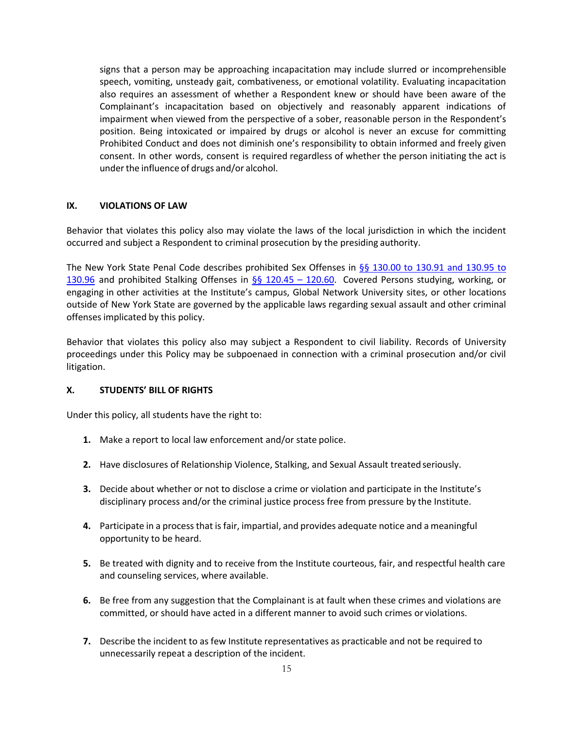signs that a person may be approaching incapacitation may include slurred or incomprehensible speech, vomiting, unsteady gait, combativeness, or emotional volatility. Evaluating incapacitation also requires an assessment of whether a Respondent knew or should have been aware of the Complainant's incapacitation based on objectively and reasonably apparent indications of impairment when viewed from the perspective of a sober, reasonable person in the Respondent's position. Being intoxicated or impaired by drugs or alcohol is never an excuse for committing Prohibited Conduct and does not diminish one's responsibility to obtain informed and freely given consent. In other words, consent is required regardless of whether the person initiating the act is under the influence of drugs and/or alcohol.

## IX. VIOLATIONS OF LAW

Behavior that violates this policy also may violate the laws of the local jurisdiction in which the incident occurred and subject a Respondent to criminal prosecution by the presiding authority.

The New York State Penal Code describes prohibited Sex Offenses in §§ 130.00 to 130.91 and 130.95 to 130.96 and prohibited Stalking Offenses in §§ 120.45 – 120.60. Covered Persons studying, working, or engaging in other activities at the Institute's campus, Global Network University sites, or other locations outside of New York State are governed by the applicable laws regarding sexual assault and other criminal offenses implicated by this policy.

Behavior that violates this policy also may subject a Respondent to civil liability. Records of University proceedings under this Policy may be subpoenaed in connection with a criminal prosecution and/or civil litigation.

## X. STUDENTS' BILL OF RIGHTS

Under this policy, all students have the right to:

1. Make a report to local law enforcement and/or state police.
2. Have disclosures of Relationship Violence, Stalking, and Sexual Assault treated seriously.
3. Decide about whether or not to disclose a crime or violation and participate in the Institute's disciplinary process and/or the criminal justice process free from pressure by the Institute.
4. Participate in a process that is fair, impartial, and provides adequate notice and a meaningful opportunity to be heard.
5. Be treated with dignity and to receive from the Institute courteous, fair, and respectful health care and counseling services, where available.
6. Be free from any suggestion that the Complainant is at fault when these crimes and violations are committed, or should have acted in a different manner to avoid such crimes or violations.
7. Describe the incident to as few Institute representatives as practicable and not be required to unnecessarily repeat a description of the incident.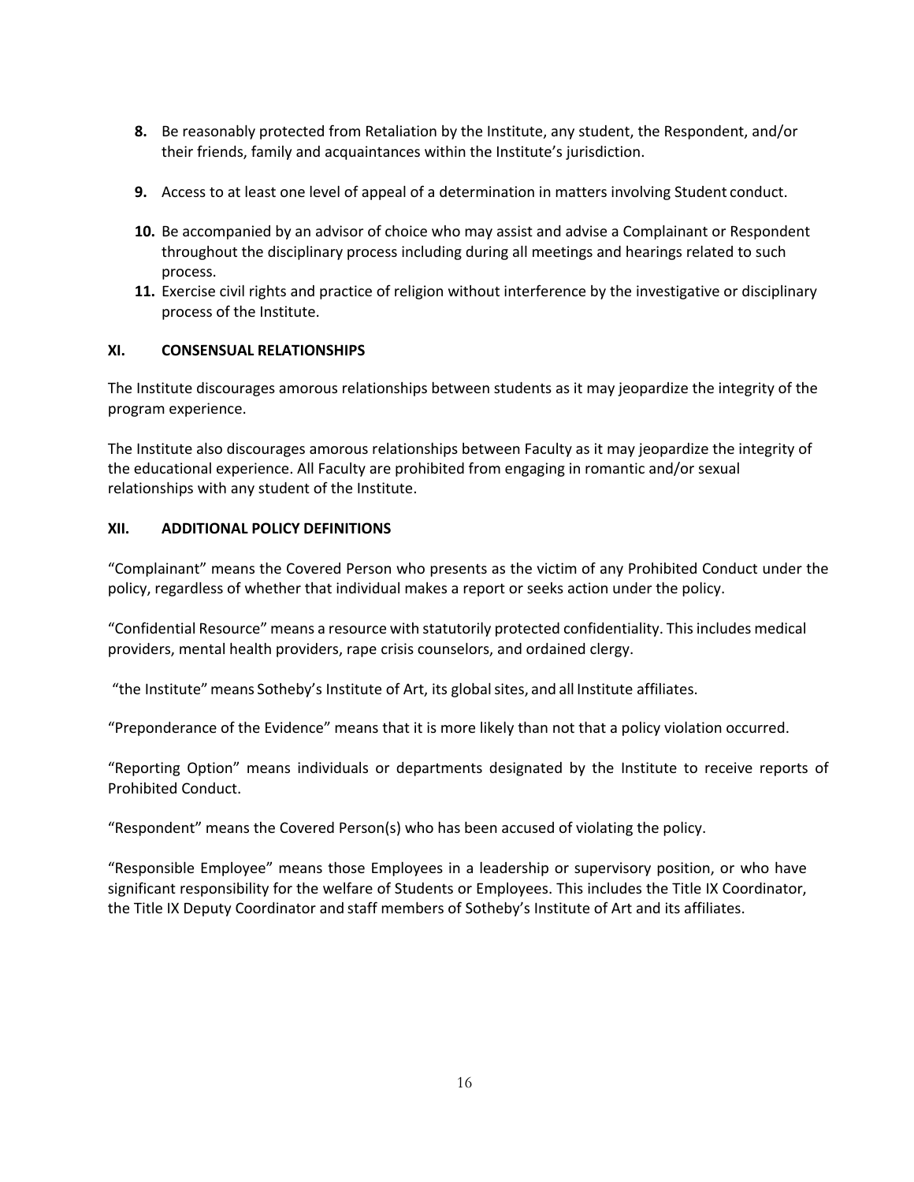8. Be reasonably protected from Retaliation by the Institute, any student, the Respondent, and/or their friends, family and acquaintances within the Institute's jurisdiction.

9. Access to at least one level of appeal of a determination in matters involving Student conduct.

10. Be accompanied by an advisor of choice who may assist and advise a Complainant or Respondent throughout the disciplinary process including during all meetings and hearings related to such process.
11. Exercise civil rights and practice of religion without interference by the investigative or disciplinary process of the Institute.

## XI. CONSENSUAL RELATIONSHIPS

The Institute discourages amorous relationships between students as it may jeopardize the integrity of the program experience.

The Institute also discourages amorous relationships between Faculty as it may jeopardize the integrity of the educational experience. All Faculty are prohibited from engaging in romantic and/or sexual relationships with any student of the Institute.

## XII. ADDITIONAL POLICY DEFINITIONS

"Complainant" means the Covered Person who presents as the victim of any Prohibited Conduct under the policy, regardless of whether that individual makes a report or seeks action under the policy.

"Confidential Resource" means a resource with statutorily protected confidentiality. This includes medical providers, mental health providers, rape crisis counselors, and ordained clergy.

"the Institute" means Sotheby's Institute of Art, its global sites, and all Institute affiliates.

"Preponderance of the Evidence" means that it is more likely than not that a policy violation occurred.

"Reporting Option" means individuals or departments designated by the Institute to receive reports of Prohibited Conduct.

"Respondent" means the Covered Person(s) who has been accused of violating the policy.

"Responsible Employee" means those Employees in a leadership or supervisory position, or who have significant responsibility for the welfare of Students or Employees. This includes the Title IX Coordinator, the Title IX Deputy Coordinator and staff members of Sotheby's Institute of Art and its affiliates.